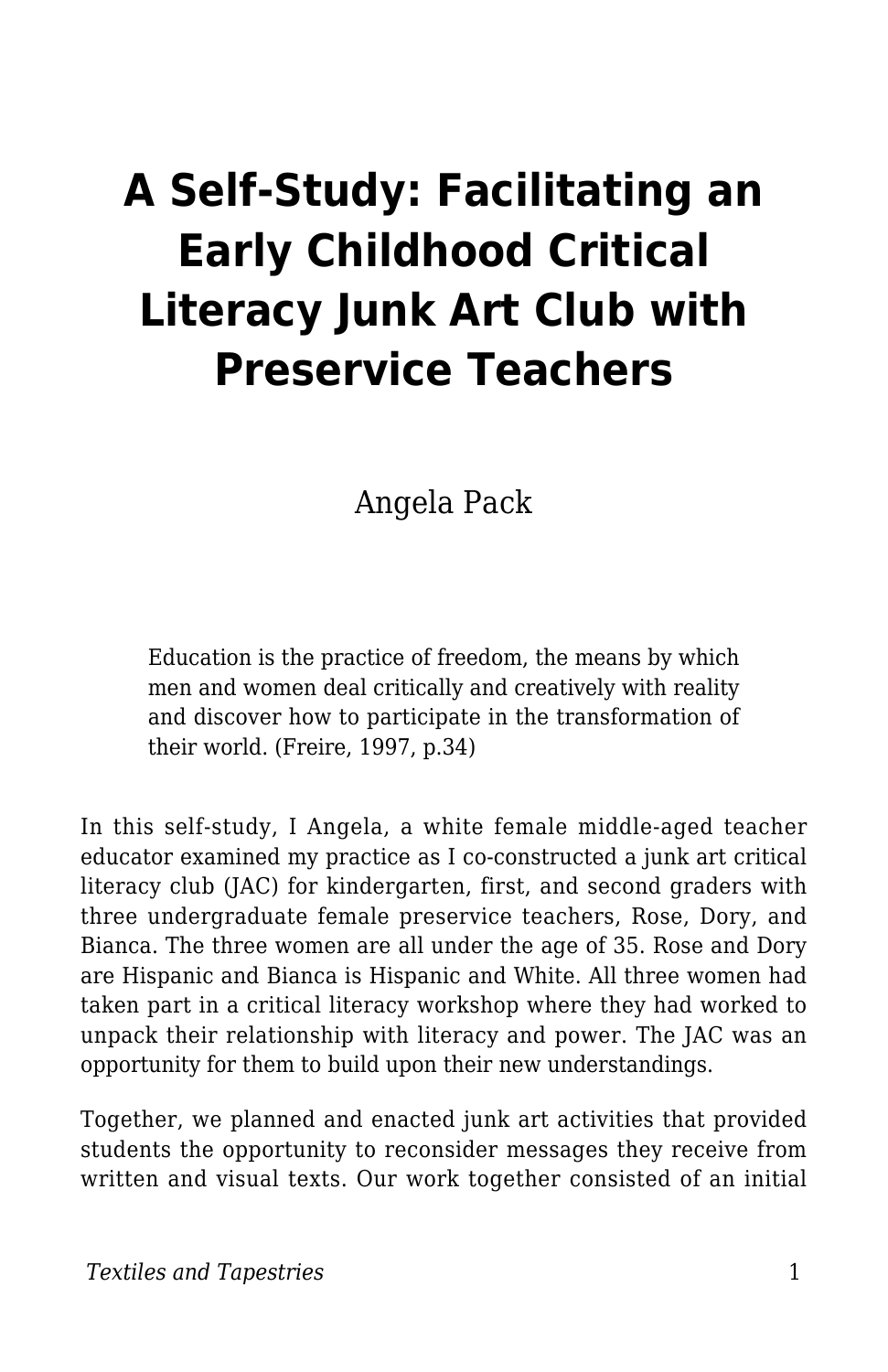# A Self-Study: Facilitating an Early Childhood Critical Literacy Junk Art Club with Preservice Teachers

Angela Pack

> Education is the practice of freedom, the means by which men and women deal critically and creatively with reality and discover how to participate in the transformation of their world. (Freire, 1997, p.34)

In this self-study, I Angela, a white female middle-aged teacher educator examined my practice as I co-constructed a junk art critical literacy club (JAC) for kindergarten, first, and second graders with three undergraduate female preservice teachers, Rose, Dory, and Bianca. The three women are all under the age of 35. Rose and Dory are Hispanic and Bianca is Hispanic and White. All three women had taken part in a critical literacy workshop where they had worked to unpack their relationship with literacy and power. The JAC was an opportunity for them to build upon their new understandings.

Together, we planned and enacted junk art activities that provided students the opportunity to reconsider messages they receive from written and visual texts. Our work together consisted of an initial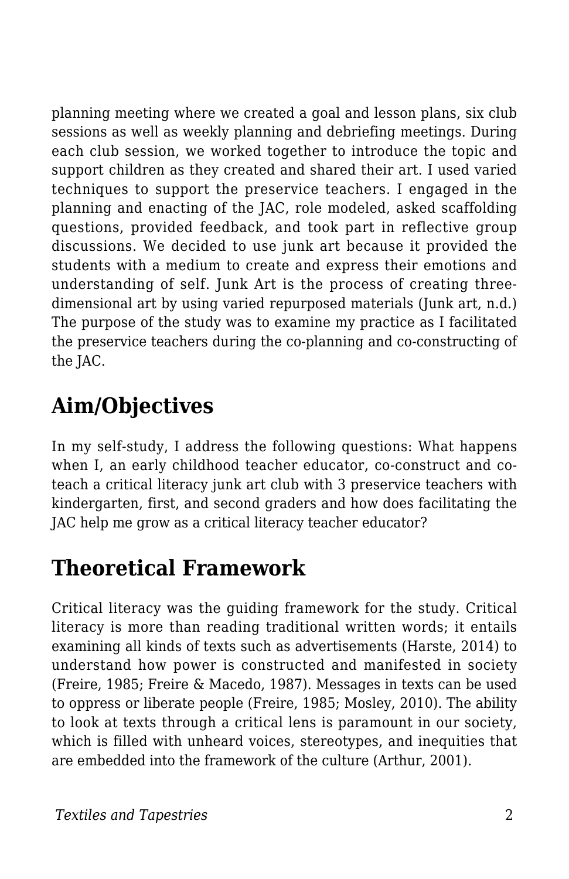planning meeting where we created a goal and lesson plans, six club sessions as well as weekly planning and debriefing meetings. During each club session, we worked together to introduce the topic and support children as they created and shared their art. I used varied techniques to support the preservice teachers. I engaged in the planning and enacting of the JAC, role modeled, asked scaffolding questions, provided feedback, and took part in reflective group discussions. We decided to use junk art because it provided the students with a medium to create and express their emotions and understanding of self. Junk Art is the process of creating three-dimensional art by using varied repurposed materials (Junk art, n.d.) The purpose of the study was to examine my practice as I facilitated the preservice teachers during the co-planning and co-constructing of the JAC.

## Aim/Objectives

In my self-study, I address the following questions: What happens when I, an early childhood teacher educator, co-construct and co-teach a critical literacy junk art club with 3 preservice teachers with kindergarten, first, and second graders and how does facilitating the JAC help me grow as a critical literacy teacher educator?

## Theoretical Framework

Critical literacy was the guiding framework for the study. Critical literacy is more than reading traditional written words; it entails examining all kinds of texts such as advertisements (Harste, 2014) to understand how power is constructed and manifested in society (Freire, 1985; Freire & Macedo, 1987). Messages in texts can be used to oppress or liberate people (Freire, 1985; Mosley, 2010). The ability to look at texts through a critical lens is paramount in our society, which is filled with unheard voices, stereotypes, and inequities that are embedded into the framework of the culture (Arthur, 2001).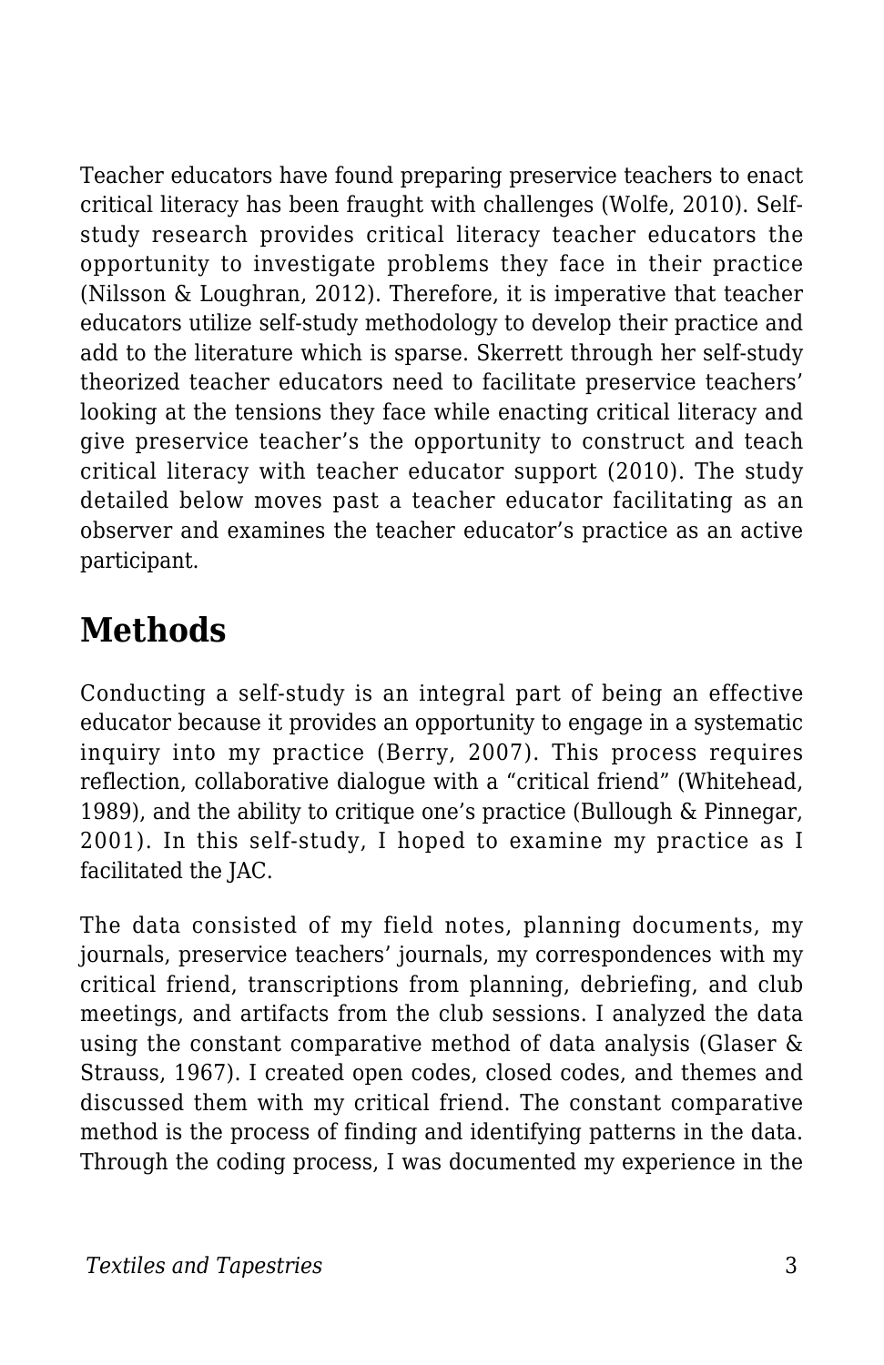Teacher educators have found preparing preservice teachers to enact critical literacy has been fraught with challenges (Wolfe, 2010). Self-study research provides critical literacy teacher educators the opportunity to investigate problems they face in their practice (Nilsson & Loughran, 2012). Therefore, it is imperative that teacher educators utilize self-study methodology to develop their practice and add to the literature which is sparse. Skerrett through her self-study theorized teacher educators need to facilitate preservice teachers' looking at the tensions they face while enacting critical literacy and give preservice teacher's the opportunity to construct and teach critical literacy with teacher educator support (2010). The study detailed below moves past a teacher educator facilitating as an observer and examines the teacher educator's practice as an active participant.

## Methods

Conducting a self-study is an integral part of being an effective educator because it provides an opportunity to engage in a systematic inquiry into my practice (Berry, 2007). This process requires reflection, collaborative dialogue with a "critical friend" (Whitehead, 1989), and the ability to critique one's practice (Bullough & Pinnegar, 2001). In this self-study, I hoped to examine my practice as I facilitated the JAC.

The data consisted of my field notes, planning documents, my journals, preservice teachers' journals, my correspondences with my critical friend, transcriptions from planning, debriefing, and club meetings, and artifacts from the club sessions. I analyzed the data using the constant comparative method of data analysis (Glaser & Strauss, 1967). I created open codes, closed codes, and themes and discussed them with my critical friend. The constant comparative method is the process of finding and identifying patterns in the data. Through the coding process, I was documented my experience in the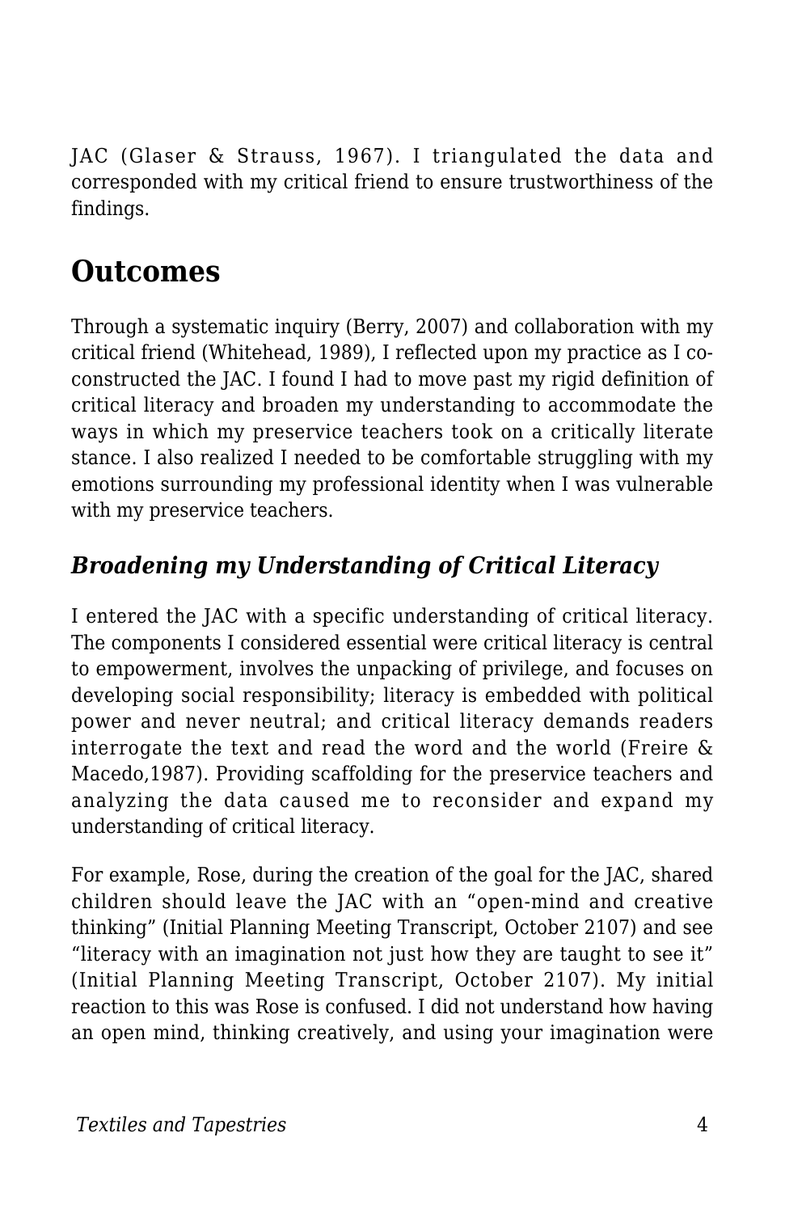JAC (Glaser & Strauss, 1967). I triangulated the data and corresponded with my critical friend to ensure trustworthiness of the findings.

## Outcomes

Through a systematic inquiry (Berry, 2007) and collaboration with my critical friend (Whitehead, 1989), I reflected upon my practice as I co-constructed the JAC. I found I had to move past my rigid definition of critical literacy and broaden my understanding to accommodate the ways in which my preservice teachers took on a critically literate stance. I also realized I needed to be comfortable struggling with my emotions surrounding my professional identity when I was vulnerable with my preservice teachers.

### *Broadening my Understanding of Critical Literacy*

I entered the JAC with a specific understanding of critical literacy. The components I considered essential were critical literacy is central to empowerment, involves the unpacking of privilege, and focuses on developing social responsibility; literacy is embedded with political power and never neutral; and critical literacy demands readers interrogate the text and read the word and the world (Freire & Macedo,1987). Providing scaffolding for the preservice teachers and analyzing the data caused me to reconsider and expand my understanding of critical literacy.

For example, Rose, during the creation of the goal for the JAC, shared children should leave the JAC with an "open-mind and creative thinking" (Initial Planning Meeting Transcript, October 2107) and see "literacy with an imagination not just how they are taught to see it" (Initial Planning Meeting Transcript, October 2107). My initial reaction to this was Rose is confused. I did not understand how having an open mind, thinking creatively, and using your imagination were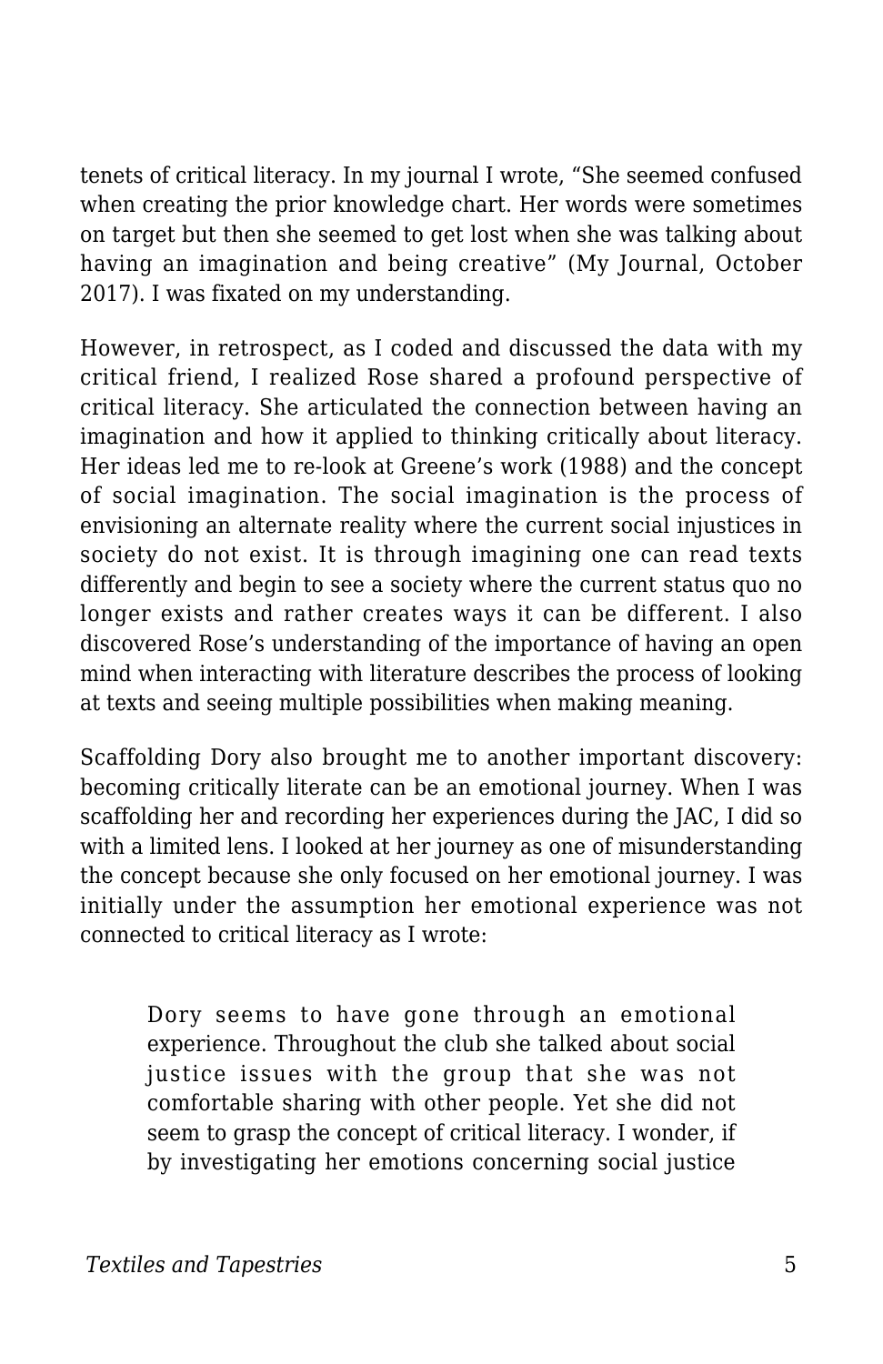tenets of critical literacy. In my journal I wrote, "She seemed confused when creating the prior knowledge chart. Her words were sometimes on target but then she seemed to get lost when she was talking about having an imagination and being creative" (My Journal, October 2017). I was fixated on my understanding.

However, in retrospect, as I coded and discussed the data with my critical friend, I realized Rose shared a profound perspective of critical literacy. She articulated the connection between having an imagination and how it applied to thinking critically about literacy. Her ideas led me to re-look at Greene's work (1988) and the concept of social imagination. The social imagination is the process of envisioning an alternate reality where the current social injustices in society do not exist. It is through imagining one can read texts differently and begin to see a society where the current status quo no longer exists and rather creates ways it can be different. I also discovered Rose's understanding of the importance of having an open mind when interacting with literature describes the process of looking at texts and seeing multiple possibilities when making meaning.

Scaffolding Dory also brought me to another important discovery: becoming critically literate can be an emotional journey. When I was scaffolding her and recording her experiences during the JAC, I did so with a limited lens. I looked at her journey as one of misunderstanding the concept because she only focused on her emotional journey. I was initially under the assumption her emotional experience was not connected to critical literacy as I wrote:

> Dory seems to have gone through an emotional experience. Throughout the club she talked about social justice issues with the group that she was not comfortable sharing with other people. Yet she did not seem to grasp the concept of critical literacy. I wonder, if by investigating her emotions concerning social justice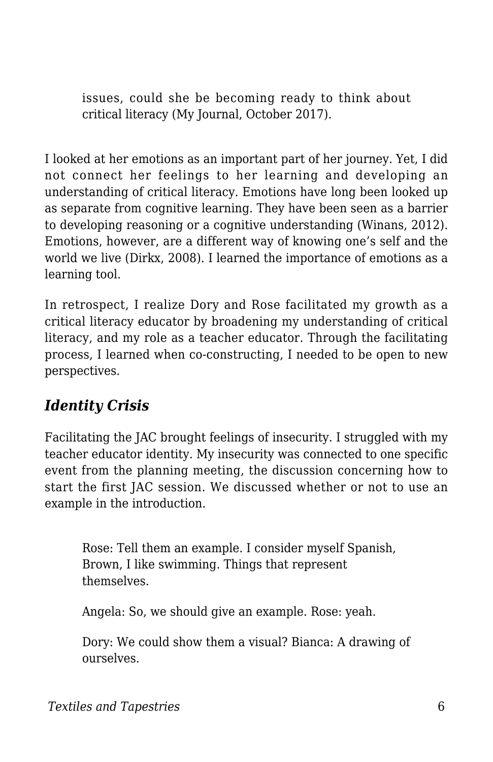> issues, could she be becoming ready to think about critical literacy (My Journal, October 2017).

I looked at her emotions as an important part of her journey. Yet, I did not connect her feelings to her learning and developing an understanding of critical literacy. Emotions have long been looked up as separate from cognitive learning. They have been seen as a barrier to developing reasoning or a cognitive understanding (Winans, 2012). Emotions, however, are a different way of knowing one's self and the world we live (Dirkx, 2008). I learned the importance of emotions as a learning tool.

In retrospect, I realize Dory and Rose facilitated my growth as a critical literacy educator by broadening my understanding of critical literacy, and my role as a teacher educator. Through the facilitating process, I learned when co-constructing, I needed to be open to new perspectives.

### *Identity Crisis*

Facilitating the JAC brought feelings of insecurity. I struggled with my teacher educator identity. My insecurity was connected to one specific event from the planning meeting, the discussion concerning how to start the first JAC session. We discussed whether or not to use an example in the introduction.

> Rose: Tell them an example. I consider myself Spanish, Brown, I like swimming. Things that represent themselves.
>
> Angela: So, we should give an example. Rose: yeah.
>
> Dory: We could show them a visual? Bianca: A drawing of ourselves.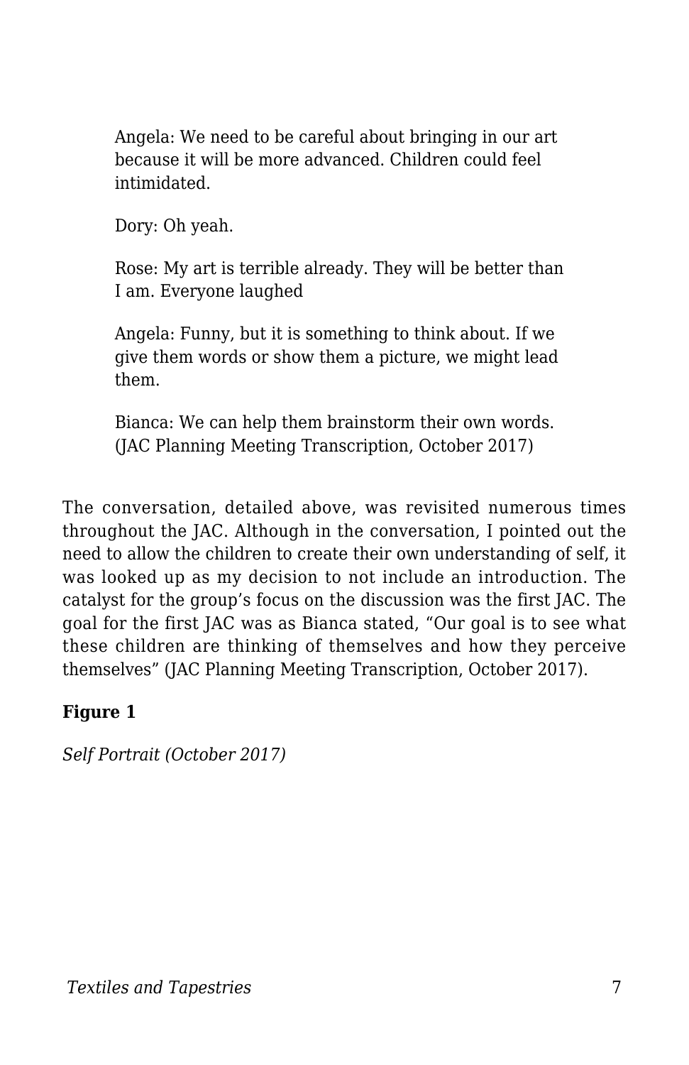> Angela: We need to be careful about bringing in our art because it will be more advanced. Children could feel intimidated.
>
> Dory: Oh yeah.
>
> Rose: My art is terrible already. They will be better than I am. Everyone laughed
>
> Angela: Funny, but it is something to think about. If we give them words or show them a picture, we might lead them.
>
> Bianca: We can help them brainstorm their own words. (JAC Planning Meeting Transcription, October 2017)

The conversation, detailed above, was revisited numerous times throughout the JAC. Although in the conversation, I pointed out the need to allow the children to create their own understanding of self, it was looked up as my decision to not include an introduction. The catalyst for the group's focus on the discussion was the first JAC. The goal for the first JAC was as Bianca stated, "Our goal is to see what these children are thinking of themselves and how they perceive themselves" (JAC Planning Meeting Transcription, October 2017).

**Figure 1**

*Self Portrait (October 2017)*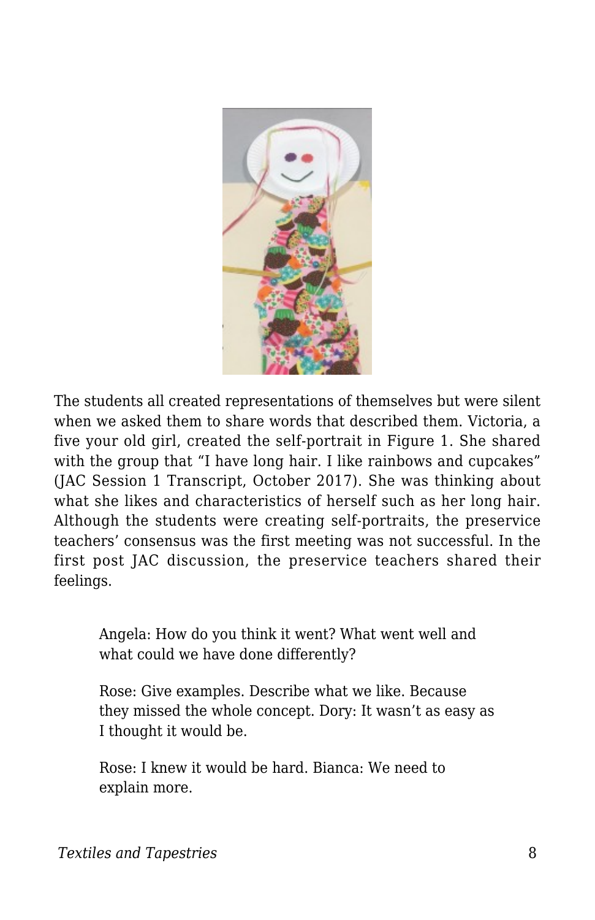The students all created representations of themselves but were silent when we asked them to share words that described them. Victoria, a five your old girl, created the self-portrait in Figure 1. She shared with the group that "I have long hair. I like rainbows and cupcakes" (JAC Session 1 Transcript, October 2017). She was thinking about what she likes and characteristics of herself such as her long hair. Although the students were creating self-portraits, the preservice teachers' consensus was the first meeting was not successful. In the first post JAC discussion, the preservice teachers shared their feelings.

> Angela: How do you think it went? What went well and what could we have done differently?
>
> Rose: Give examples. Describe what we like. Because they missed the whole concept. Dory: It wasn't as easy as I thought it would be.
>
> Rose: I knew it would be hard. Bianca: We need to explain more.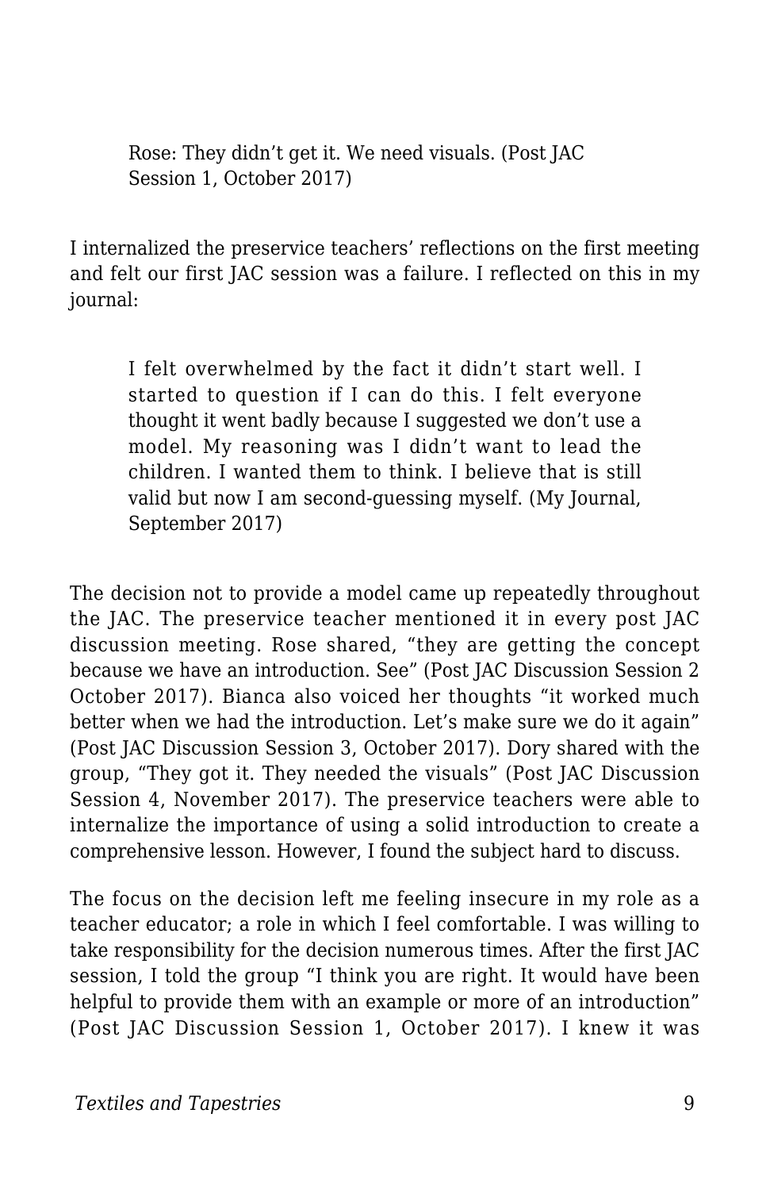> Rose: They didn’t get it. We need visuals. (Post JAC Session 1, October 2017)

I internalized the preservice teachers’ reflections on the first meeting and felt our first JAC session was a failure. I reflected on this in my journal:

> I felt overwhelmed by the fact it didn’t start well. I started to question if I can do this. I felt everyone thought it went badly because I suggested we don’t use a model. My reasoning was I didn’t want to lead the children. I wanted them to think. I believe that is still valid but now I am second-guessing myself. (My Journal, September 2017)

The decision not to provide a model came up repeatedly throughout the JAC. The preservice teacher mentioned it in every post JAC discussion meeting. Rose shared, “they are getting the concept because we have an introduction. See” (Post JAC Discussion Session 2 October 2017). Bianca also voiced her thoughts “it worked much better when we had the introduction. Let’s make sure we do it again” (Post JAC Discussion Session 3, October 2017). Dory shared with the group, “They got it. They needed the visuals” (Post JAC Discussion Session 4, November 2017). The preservice teachers were able to internalize the importance of using a solid introduction to create a comprehensive lesson. However, I found the subject hard to discuss.

The focus on the decision left me feeling insecure in my role as a teacher educator; a role in which I feel comfortable. I was willing to take responsibility for the decision numerous times. After the first JAC session, I told the group “I think you are right. It would have been helpful to provide them with an example or more of an introduction” (Post JAC Discussion Session 1, October 2017). I knew it was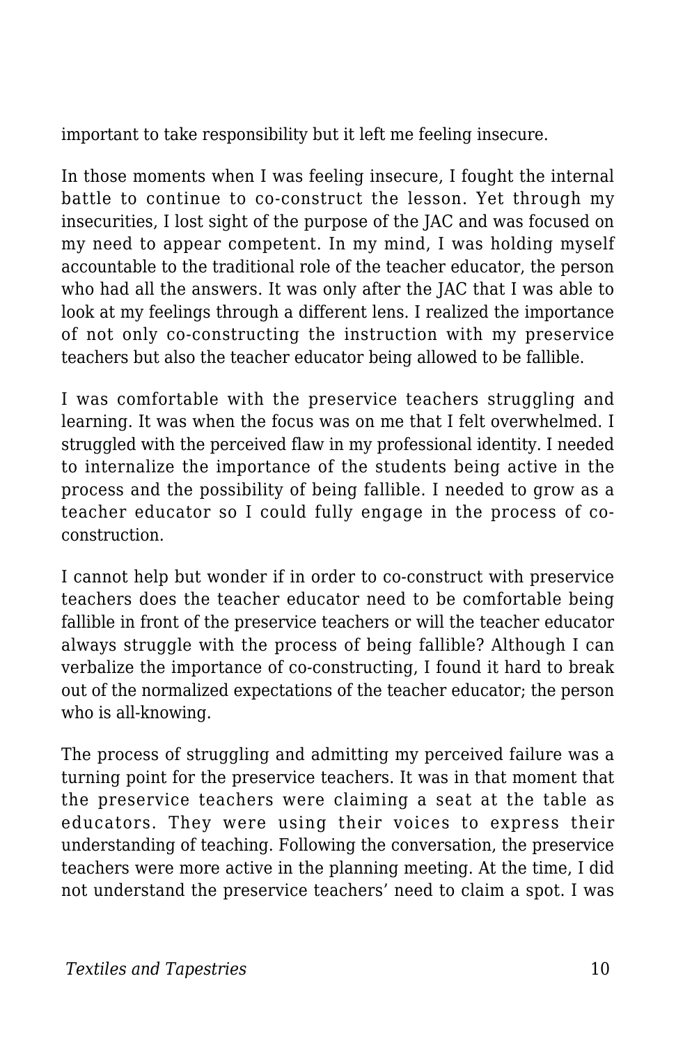important to take responsibility but it left me feeling insecure.

In those moments when I was feeling insecure, I fought the internal battle to continue to co-construct the lesson. Yet through my insecurities, I lost sight of the purpose of the JAC and was focused on my need to appear competent. In my mind, I was holding myself accountable to the traditional role of the teacher educator, the person who had all the answers. It was only after the JAC that I was able to look at my feelings through a different lens. I realized the importance of not only co-constructing the instruction with my preservice teachers but also the teacher educator being allowed to be fallible.

I was comfortable with the preservice teachers struggling and learning. It was when the focus was on me that I felt overwhelmed. I struggled with the perceived flaw in my professional identity. I needed to internalize the importance of the students being active in the process and the possibility of being fallible. I needed to grow as a teacher educator so I could fully engage in the process of co-construction.

I cannot help but wonder if in order to co-construct with preservice teachers does the teacher educator need to be comfortable being fallible in front of the preservice teachers or will the teacher educator always struggle with the process of being fallible? Although I can verbalize the importance of co-constructing, I found it hard to break out of the normalized expectations of the teacher educator; the person who is all-knowing.

The process of struggling and admitting my perceived failure was a turning point for the preservice teachers. It was in that moment that the preservice teachers were claiming a seat at the table as educators. They were using their voices to express their understanding of teaching. Following the conversation, the preservice teachers were more active in the planning meeting. At the time, I did not understand the preservice teachers' need to claim a spot. I was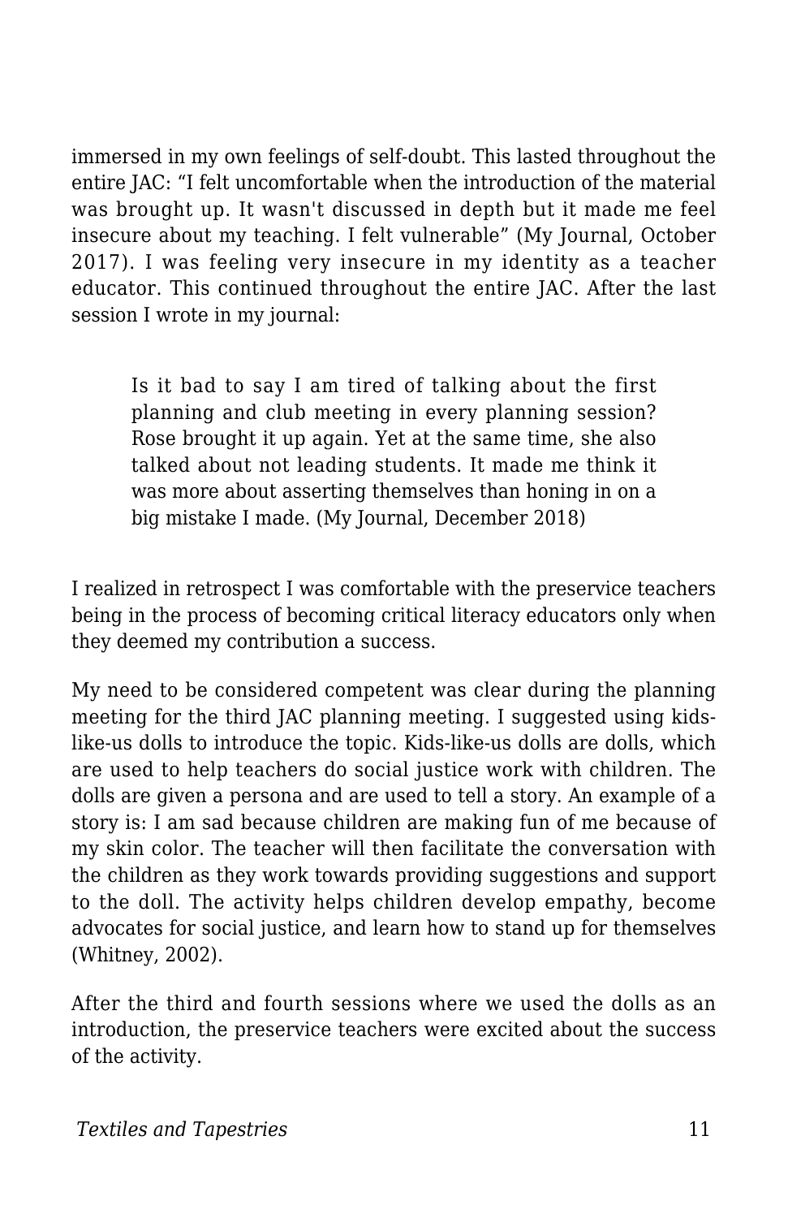immersed in my own feelings of self-doubt. This lasted throughout the entire JAC: "I felt uncomfortable when the introduction of the material was brought up. It wasn't discussed in depth but it made me feel insecure about my teaching. I felt vulnerable" (My Journal, October 2017). I was feeling very insecure in my identity as a teacher educator. This continued throughout the entire JAC. After the last session I wrote in my journal:

> Is it bad to say I am tired of talking about the first planning and club meeting in every planning session? Rose brought it up again. Yet at the same time, she also talked about not leading students. It made me think it was more about asserting themselves than honing in on a big mistake I made. (My Journal, December 2018)

I realized in retrospect I was comfortable with the preservice teachers being in the process of becoming critical literacy educators only when they deemed my contribution a success.

My need to be considered competent was clear during the planning meeting for the third JAC planning meeting. I suggested using kids-like-us dolls to introduce the topic. Kids-like-us dolls are dolls, which are used to help teachers do social justice work with children. The dolls are given a persona and are used to tell a story. An example of a story is: I am sad because children are making fun of me because of my skin color. The teacher will then facilitate the conversation with the children as they work towards providing suggestions and support to the doll. The activity helps children develop empathy, become advocates for social justice, and learn how to stand up for themselves (Whitney, 2002).

After the third and fourth sessions where we used the dolls as an introduction, the preservice teachers were excited about the success of the activity.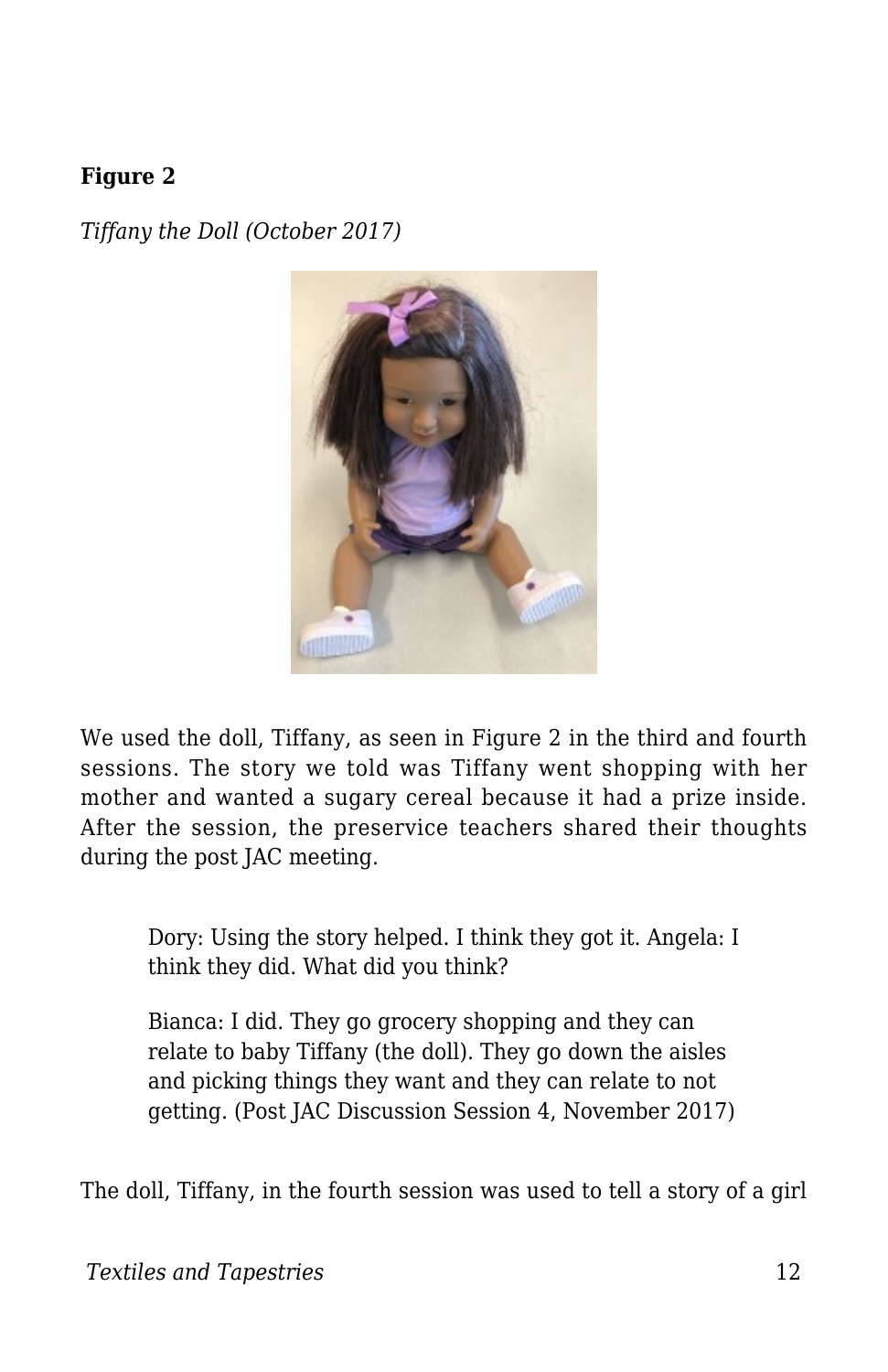**Figure 2**

*Tiffany the Doll (October 2017)*

We used the doll, Tiffany, as seen in Figure 2 in the third and fourth sessions. The story we told was Tiffany went shopping with her mother and wanted a sugary cereal because it had a prize inside. After the session, the preservice teachers shared their thoughts during the post JAC meeting.

> Dory: Using the story helped. I think they got it. Angela: I think they did. What did you think?
>
> Bianca: I did. They go grocery shopping and they can relate to baby Tiffany (the doll). They go down the aisles and picking things they want and they can relate to not getting. (Post JAC Discussion Session 4, November 2017)

The doll, Tiffany, in the fourth session was used to tell a story of a girl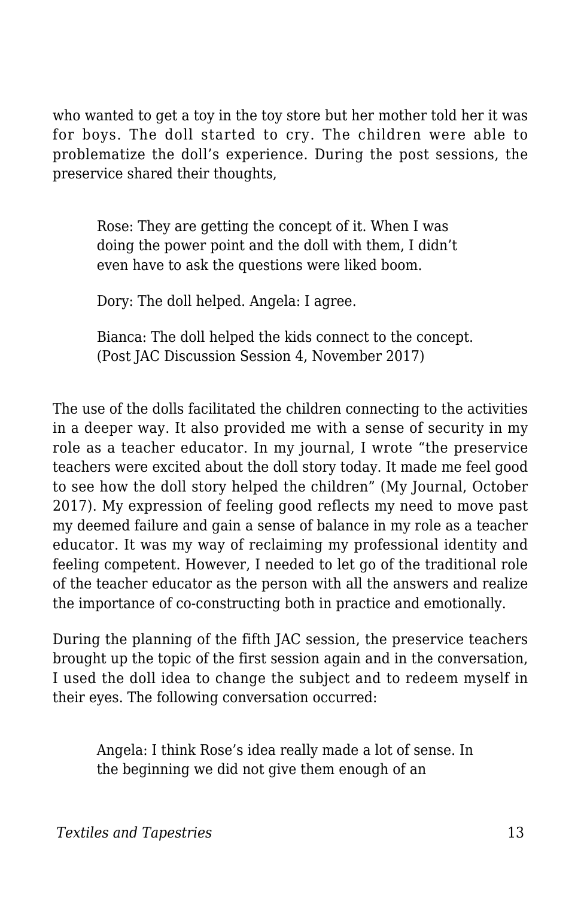who wanted to get a toy in the toy store but her mother told her it was for boys. The doll started to cry. The children were able to problematize the doll's experience. During the post sessions, the preservice shared their thoughts,

> Rose: They are getting the concept of it. When I was doing the power point and the doll with them, I didn't even have to ask the questions were liked boom.
>
> Dory: The doll helped. Angela: I agree.
>
> Bianca: The doll helped the kids connect to the concept. (Post JAC Discussion Session 4, November 2017)

The use of the dolls facilitated the children connecting to the activities in a deeper way. It also provided me with a sense of security in my role as a teacher educator. In my journal, I wrote "the preservice teachers were excited about the doll story today. It made me feel good to see how the doll story helped the children" (My Journal, October 2017). My expression of feeling good reflects my need to move past my deemed failure and gain a sense of balance in my role as a teacher educator. It was my way of reclaiming my professional identity and feeling competent. However, I needed to let go of the traditional role of the teacher educator as the person with all the answers and realize the importance of co-constructing both in practice and emotionally.

During the planning of the fifth JAC session, the preservice teachers brought up the topic of the first session again and in the conversation, I used the doll idea to change the subject and to redeem myself in their eyes. The following conversation occurred:

> Angela: I think Rose's idea really made a lot of sense. In the beginning we did not give them enough of an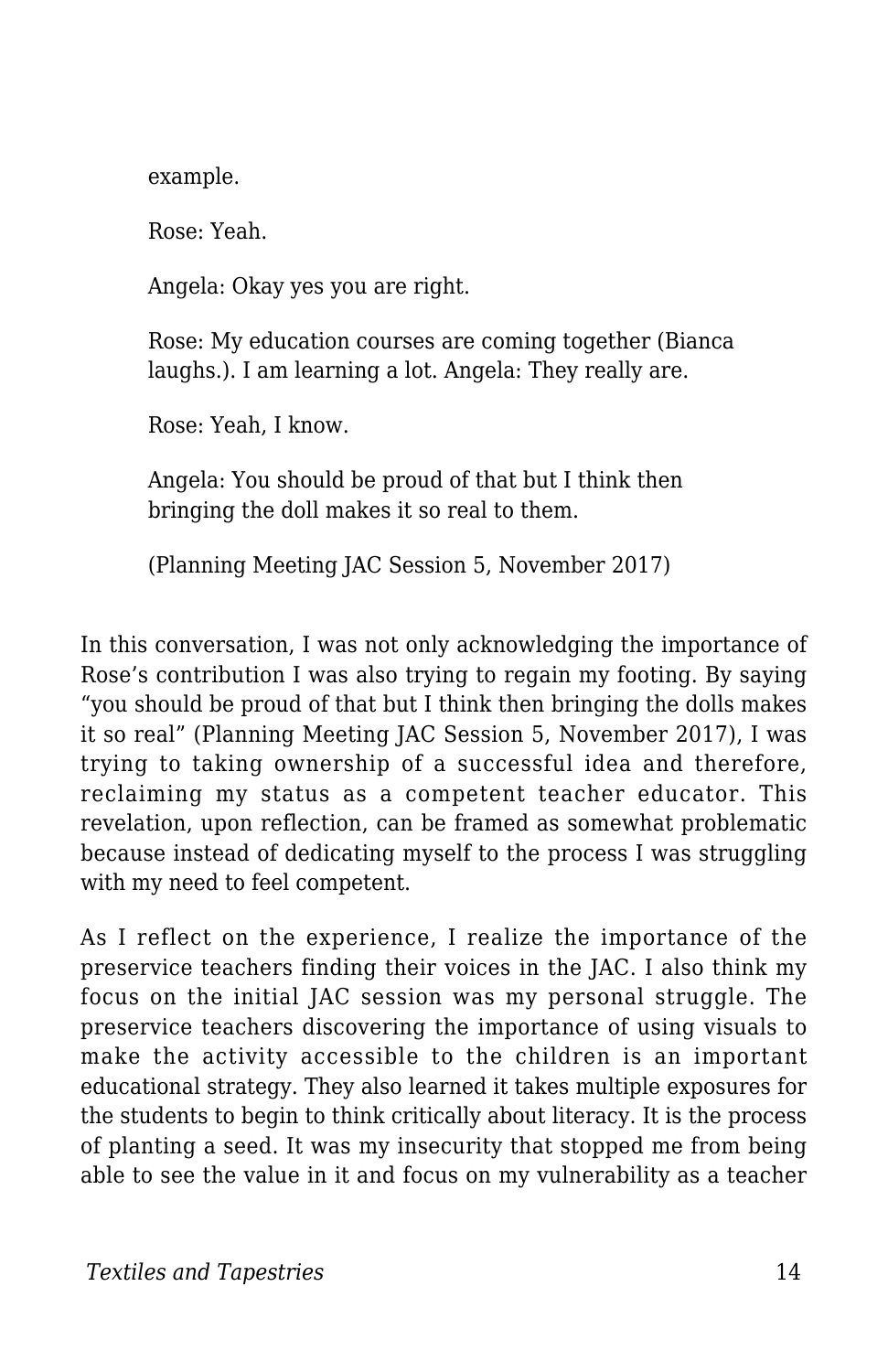> example.
>
> Rose: Yeah.
>
> Angela: Okay yes you are right.
>
> Rose: My education courses are coming together (Bianca laughs.). I am learning a lot. Angela: They really are.
>
> Rose: Yeah, I know.
>
> Angela: You should be proud of that but I think then bringing the doll makes it so real to them.
>
> (Planning Meeting JAC Session 5, November 2017)

In this conversation, I was not only acknowledging the importance of Rose's contribution I was also trying to regain my footing. By saying "you should be proud of that but I think then bringing the dolls makes it so real" (Planning Meeting JAC Session 5, November 2017), I was trying to taking ownership of a successful idea and therefore, reclaiming my status as a competent teacher educator. This revelation, upon reflection, can be framed as somewhat problematic because instead of dedicating myself to the process I was struggling with my need to feel competent.

As I reflect on the experience, I realize the importance of the preservice teachers finding their voices in the JAC. I also think my focus on the initial JAC session was my personal struggle. The preservice teachers discovering the importance of using visuals to make the activity accessible to the children is an important educational strategy. They also learned it takes multiple exposures for the students to begin to think critically about literacy. It is the process of planting a seed. It was my insecurity that stopped me from being able to see the value in it and focus on my vulnerability as a teacher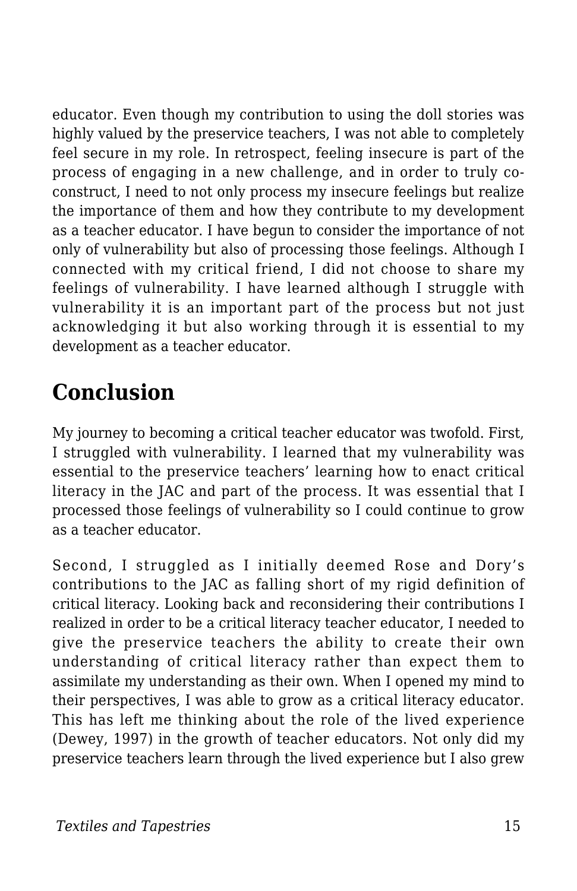educator. Even though my contribution to using the doll stories was highly valued by the preservice teachers, I was not able to completely feel secure in my role. In retrospect, feeling insecure is part of the process of engaging in a new challenge, and in order to truly co-construct, I need to not only process my insecure feelings but realize the importance of them and how they contribute to my development as a teacher educator. I have begun to consider the importance of not only of vulnerability but also of processing those feelings. Although I connected with my critical friend, I did not choose to share my feelings of vulnerability. I have learned although I struggle with vulnerability it is an important part of the process but not just acknowledging it but also working through it is essential to my development as a teacher educator.

## Conclusion

My journey to becoming a critical teacher educator was twofold. First, I struggled with vulnerability. I learned that my vulnerability was essential to the preservice teachers' learning how to enact critical literacy in the JAC and part of the process. It was essential that I processed those feelings of vulnerability so I could continue to grow as a teacher educator.

Second, I struggled as I initially deemed Rose and Dory's contributions to the JAC as falling short of my rigid definition of critical literacy. Looking back and reconsidering their contributions I realized in order to be a critical literacy teacher educator, I needed to give the preservice teachers the ability to create their own understanding of critical literacy rather than expect them to assimilate my understanding as their own. When I opened my mind to their perspectives, I was able to grow as a critical literacy educator. This has left me thinking about the role of the lived experience (Dewey, 1997) in the growth of teacher educators. Not only did my preservice teachers learn through the lived experience but I also grew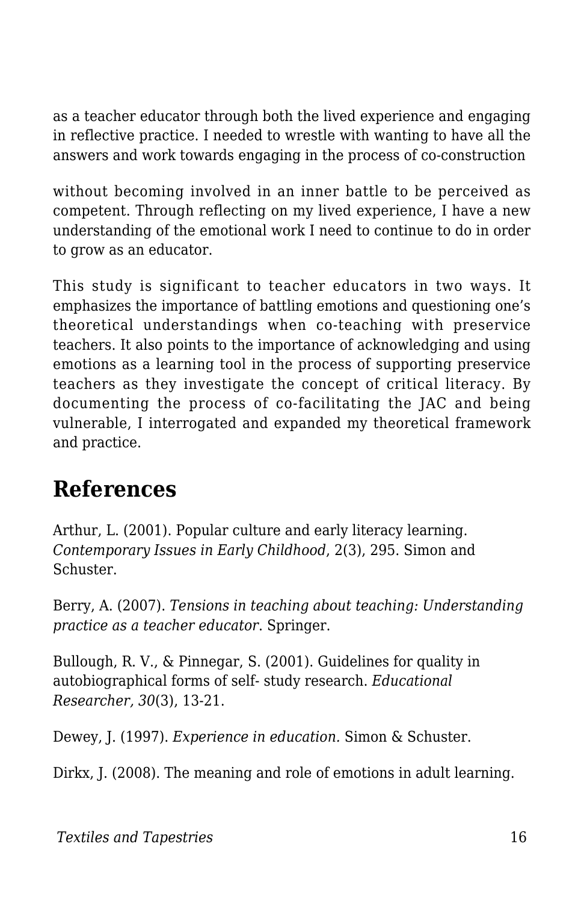as a teacher educator through both the lived experience and engaging in reflective practice. I needed to wrestle with wanting to have all the answers and work towards engaging in the process of co-construction

without becoming involved in an inner battle to be perceived as competent. Through reflecting on my lived experience, I have a new understanding of the emotional work I need to continue to do in order to grow as an educator.

This study is significant to teacher educators in two ways. It emphasizes the importance of battling emotions and questioning one's theoretical understandings when co-teaching with preservice teachers. It also points to the importance of acknowledging and using emotions as a learning tool in the process of supporting preservice teachers as they investigate the concept of critical literacy. By documenting the process of co-facilitating the JAC and being vulnerable, I interrogated and expanded my theoretical framework and practice.

## References

Arthur, L. (2001). Popular culture and early literacy learning. *Contemporary Issues in Early Childhood*, 2(3), 295. Simon and Schuster.

Berry, A. (2007). *Tensions in teaching about teaching: Understanding practice as a teacher educator*. Springer.

Bullough, R. V., & Pinnegar, S. (2001). Guidelines for quality in autobiographical forms of self- study research. *Educational Researcher, 30*(3), 13-21.

Dewey, J. (1997). *Experience in education.* Simon & Schuster.

Dirkx, J. (2008). The meaning and role of emotions in adult learning.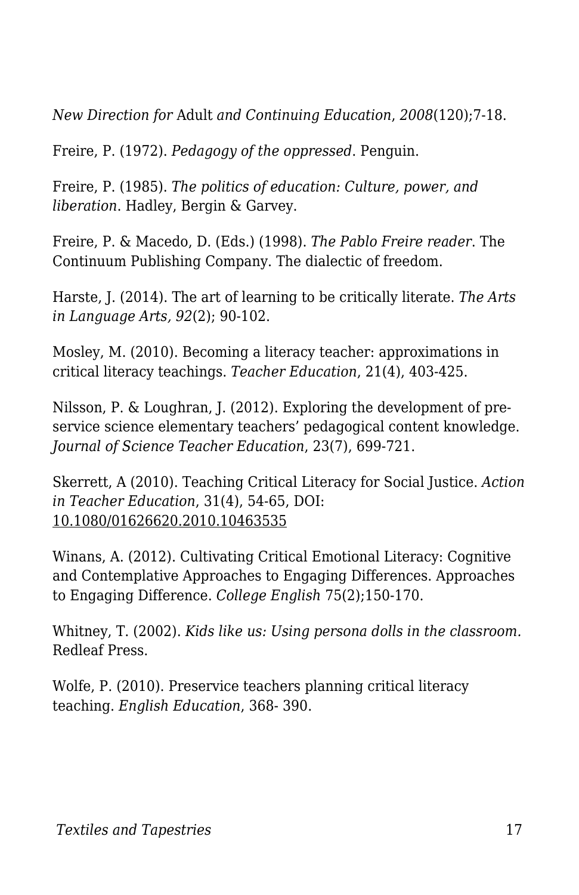*New Direction for* Adult *and Continuing Education*, *2008*(120);7-18.

Freire, P. (1972). *Pedagogy of the oppressed*. Penguin.

Freire, P. (1985). *The politics of education: Culture, power, and liberation*. Hadley, Bergin & Garvey.

Freire, P. & Macedo, D. (Eds.) (1998). *The Pablo Freire reader*. The Continuum Publishing Company. The dialectic of freedom.

Harste, J. (2014). The art of learning to be critically literate. *The Arts in Language Arts, 92*(2); 90-102.

Mosley, M. (2010). Becoming a literacy teacher: approximations in critical literacy teachings. *Teacher Education*, 21(4), 403-425.

Nilsson, P. & Loughran, J. (2012). Exploring the development of pre-service science elementary teachers' pedagogical content knowledge. *Journal of Science Teacher Education*, 23(7), 699-721.

Skerrett, A (2010). Teaching Critical Literacy for Social Justice. *Action in Teacher Education*, 31(4), 54-65, DOI: 10.1080/01626620.2010.10463535

Winans, A. (2012). Cultivating Critical Emotional Literacy: Cognitive and Contemplative Approaches to Engaging Differences. Approaches to Engaging Difference. *College English* 75(2);150-170.

Whitney, T. (2002). *Kids like us: Using persona dolls in the classroom.* Redleaf Press.

Wolfe, P. (2010). Preservice teachers planning critical literacy teaching. *English Education*, 368- 390.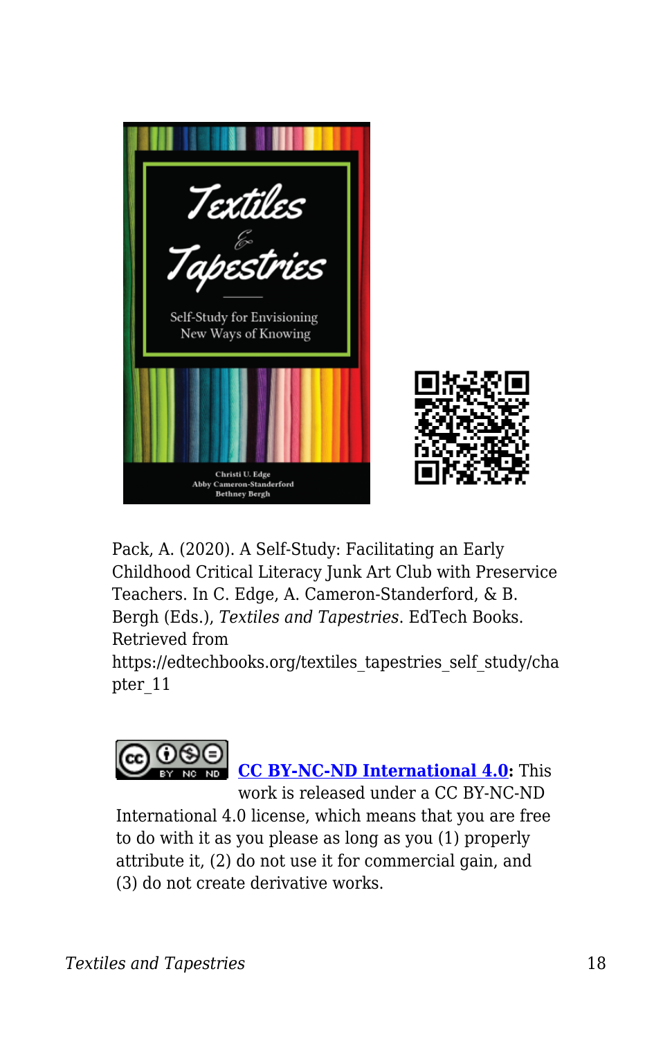Pack, A. (2020). A Self-Study: Facilitating an Early Childhood Critical Literacy Junk Art Club with Preservice Teachers. In C. Edge, A. Cameron-Standerford, & B. Bergh (Eds.), *Textiles and Tapestries*. EdTech Books. Retrieved from https://edtechbooks.org/textiles_tapestries_self_study/chapter_11

**CC BY-NC-ND International 4.0:** This work is released under a CC BY-NC-ND International 4.0 license, which means that you are free to do with it as you please as long as you (1) properly attribute it, (2) do not use it for commercial gain, and (3) do not create derivative works.